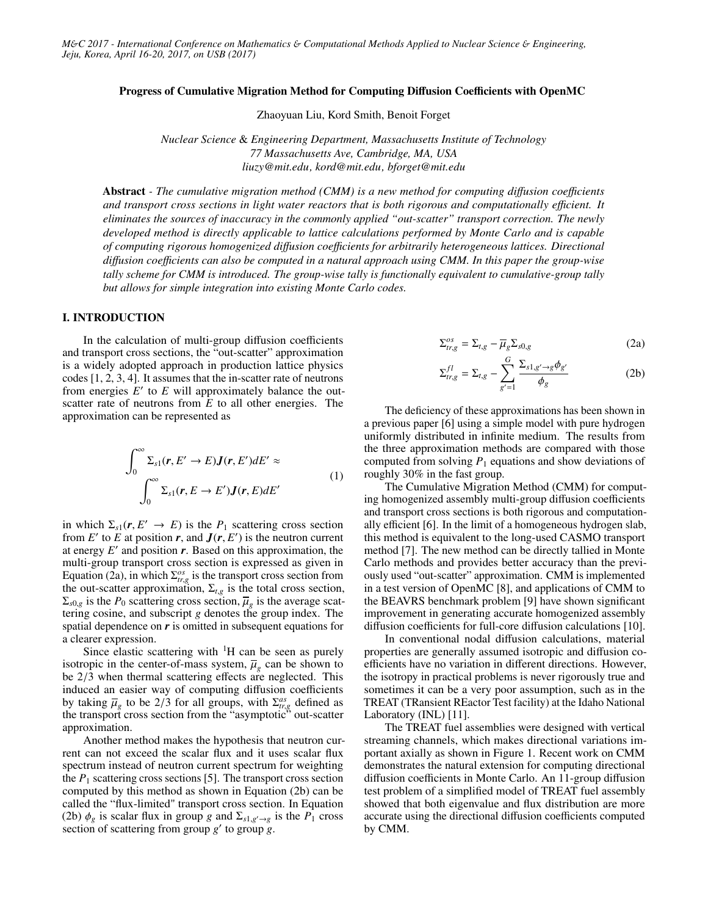# Progress of Cumulative Migration Method for Computing Diffusion Coefficients with OpenMC

Zhaoyuan Liu, Kord Smith, Benoit Forget

*Nuclear Science & Engineering Department, Massachusetts Institute of Technology*
*77 Massachusetts Ave, Cambridge, MA, USA*
*liuzy@mit.edu, kord@mit.edu, bforget@mit.edu*

**Abstract** - *The cumulative migration method (CMM) is a new method for computing diffusion coefficients and transport cross sections in light water reactors that is both rigorous and computationally efficient. It eliminates the sources of inaccuracy in the commonly applied "out-scatter" transport correction. The newly developed method is directly applicable to lattice calculations performed by Monte Carlo and is capable of computing rigorous homogenized diffusion coefficients for arbitrarily heterogeneous lattices. Directional diffusion coefficients can also be computed in a natural approach using CMM. In this paper the group-wise tally scheme for CMM is introduced. The group-wise tally is functionally equivalent to cumulative-group tally but allows for simple integration into existing Monte Carlo codes.*

## I. INTRODUCTION

In the calculation of multi-group diffusion coefficients and transport cross sections, the "out-scatter" approximation is a widely adopted approach in production lattice physics codes [1, 2, 3, 4]. It assumes that the in-scatter rate of neutrons from energies $E'$ to $E$ will approximately balance the out-scatter rate of neutrons from $E$ to all other energies. The approximation can be represented as

$$\int_0^\infty \Sigma_{s1}(\boldsymbol{r}, E' \to E)\boldsymbol{J}(\boldsymbol{r}, E')dE' \approx \int_0^\infty \Sigma_{s1}(\boldsymbol{r}, E \to E')\boldsymbol{J}(\boldsymbol{r}, E)dE' \tag{1}$$

in which $\Sigma_{s1}(\boldsymbol{r}, E' \to E)$ is the $P_1$ scattering cross section from $E'$ to $E$ at position $\boldsymbol{r}$, and $\boldsymbol{J}(\boldsymbol{r}, E')$ is the neutron current at energy $E'$ and position $\boldsymbol{r}$. Based on this approximation, the multi-group transport cross section is expressed as given in Equation (2a), in which $\Sigma_{tr,g}^{os}$ is the transport cross section from the out-scatter approximation, $\Sigma_{t,g}$ is the total cross section, $\Sigma_{s0,g}$ is the $P_0$ scattering cross section, $\overline{\mu}_g$ is the average scattering cosine, and subscript $g$ denotes the group index. The spatial dependence on $\boldsymbol{r}$ is omitted in subsequent equations for a clearer expression.

Since elastic scattering with $^1$H can be seen as purely isotropic in the center-of-mass system, $\overline{\mu}_g$ can be shown to be $2/3$ when thermal scattering effects are neglected. This induced an easier way of computing diffusion coefficients by taking $\overline{\mu}_g$ to be $2/3$ for all groups, with $\Sigma_{tr,g}^{as}$ defined as the transport cross section from the "asymptotic" out-scatter approximation.

Another method makes the hypothesis that neutron current can not exceed the scalar flux and it uses scalar flux spectrum instead of neutron current spectrum for weighting the $P_1$ scattering cross sections [5]. The transport cross section computed by this method as shown in Equation (2b) can be called the "flux-limited" transport cross section. In Equation (2b) $\phi_g$ is scalar flux in group $g$ and $\Sigma_{s1,g'\to g}$ is the $P_1$ cross section of scattering from group $g'$ to group $g$.

$$\Sigma_{tr,g}^{os} = \Sigma_{t,g} - \overline{\mu}_g \Sigma_{s0,g} \tag{2a}$$

$$\Sigma_{tr,g}^{fl} = \Sigma_{t,g} - \sum_{g'=1}^{G} \frac{\Sigma_{s1,g'\to g}\phi_{g'}}{\phi_g} \tag{2b}$$

The deficiency of these approximations has been shown in a previous paper [6] using a simple model with pure hydrogen uniformly distributed in infinite medium. The results from the three approximation methods are compared with those computed from solving $P_1$ equations and show deviations of roughly 30% in the fast group.

The Cumulative Migration Method (CMM) for computing homogenized assembly multi-group diffusion coefficients and transport cross sections is both rigorous and computationally efficient [6]. In the limit of a homogeneous hydrogen slab, this method is equivalent to the long-used CASMO transport method [7]. The new method can be directly tallied in Monte Carlo methods and provides better accuracy than the previously used "out-scatter" approximation. CMM is implemented in a test version of OpenMC [8], and applications of CMM to the BEAVRS benchmark problem [9] have shown significant improvement in generating accurate homogenized assembly diffusion coefficients for full-core diffusion calculations [10].

In conventional nodal diffusion calculations, material properties are generally assumed isotropic and diffusion coefficients have no variation in different directions. However, the isotropy in practical problems is never rigorously true and sometimes it can be a very poor assumption, such as in the TREAT (TRansient REactor Test facility) at the Idaho National Laboratory (INL) [11].

The TREAT fuel assemblies were designed with vertical streaming channels, which makes directional variations important axially as shown in Figure 1. Recent work on CMM demonstrates the natural extension for computing directional diffusion coefficients in Monte Carlo. An 11-group diffusion test problem of a simplified model of TREAT fuel assembly showed that both eigenvalue and flux distribution are more accurate using the directional diffusion coefficients computed by CMM.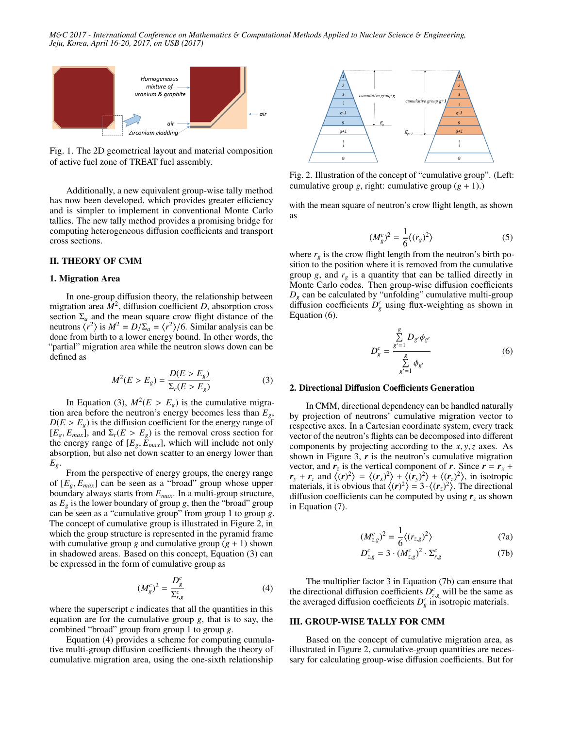Fig. 1. The 2D geometrical layout and material composition of active fuel zone of TREAT fuel assembly.

Additionally, a new equivalent group-wise tally method has now been developed, which provides greater efficiency and is simpler to implement in conventional Monte Carlo tallies. The new tally method provides a promising bridge for computing heterogeneous diffusion coefficients and transport cross sections.

## II. THEORY OF CMM

### 1. Migration Area

In one-group diffusion theory, the relationship between migration area $M^2$, diffusion coefficient $D$, absorption cross section $\Sigma_a$ and the mean square crow flight distance of the neutrons $\langle r^2 \rangle$ is $M^2 = D/\Sigma_a = \langle r^2 \rangle /6$. Similar analysis can be done from birth to a lower energy bound. In other words, the "partial" migration area while the neutron slows down can be defined as

$$M^2(E > E_g) = \frac{D(E > E_g)}{\Sigma_r(E > E_g)} \tag{3}$$

In Equation (3), $M^2(E > E_g)$ is the cumulative migration area before the neutron's energy becomes less than $E_g$, $D(E > E_g)$ is the diffusion coefficient for the energy range of $[E_g, E_{max}]$, and $\Sigma_r(E > E_g)$ is the removal cross section for the energy range of $[E_g, E_{max}]$, which will include not only absorption, but also net down scatter to an energy lower than $E_g$.

From the perspective of energy groups, the energy range of $[E_g, E_{max}]$ can be seen as a "broad" group whose upper boundary always starts from $E_{max}$. In a multi-group structure, as $E_g$ is the lower boundary of group $g$, then the "broad" group can be seen as a "cumulative group" from group 1 to group $g$. The concept of cumulative group is illustrated in Figure 2, in which the group structure is represented in the pyramid frame with cumulative group $g$ and cumulative group $(g + 1)$ shown in shadowed areas. Based on this concept, Equation (3) can be expressed in the form of cumulative group as

$$(M_g^c)^2 = \frac{D_g^c}{\Sigma_{r,g}^c} \tag{4}$$

where the superscript $c$ indicates that all the quantities in this equation are for the cumulative group $g$, that is to say, the combined "broad" group from group 1 to group $g$.

Equation (4) provides a scheme for computing cumulative multi-group diffusion coefficients through the theory of cumulative migration area, using the one-sixth relationship with the mean square of neutron's crow flight length, as shown as

$$(M_g^c)^2 = \frac{1}{6}\langle (r_g)^2 \rangle \tag{5}$$

where $r_g$ is the crow flight length from the neutron's birth position to the position where it is removed from the cumulative group $g$, and $r_g$ is a quantity that can be tallied directly in Monte Carlo codes. Then group-wise diffusion coefficients $D_g$ can be calculated by "unfolding" cumulative multi-group diffusion coefficients $D_g^c$ using flux-weighting as shown in Equation (6).

$$D_g^c = \frac{\sum\limits_{g'=1}^{g} D_{g'}\phi_{g'}}{\sum\limits_{g'=1}^{g} \phi_{g'}} \tag{6}$$

Fig. 2. Illustration of the concept of "cumulative group". (Left: cumulative group $g$, right: cumulative group $(g + 1)$.)

### 2. Directional Diffusion Coefficients Generation

In CMM, directional dependency can be handled naturally by projection of neutrons' cumulative migration vector to respective axes. In a Cartesian coordinate system, every track vector of the neutron's flights can be decomposed into different components by projecting according to the $x, y, z$ axes. As shown in Figure 3, $\boldsymbol{r}$ is the neutron's cumulative migration vector, and $\boldsymbol{r}_z$ is the vertical component of $\boldsymbol{r}$. Since $\boldsymbol{r} = \boldsymbol{r}_x + \boldsymbol{r}_y + \boldsymbol{r}_z$ and $\langle (\boldsymbol{r})^2 \rangle = \langle (\boldsymbol{r}_x)^2 \rangle + \langle (\boldsymbol{r}_y)^2 \rangle + \langle (\boldsymbol{r}_z)^2 \rangle$, in isotropic materials, it is obvious that $\langle (\boldsymbol{r})^2 \rangle = 3 \cdot \langle (\boldsymbol{r}_z)^2 \rangle$. The directional diffusion coefficients can be computed by using $\boldsymbol{r}_z$ as shown in Equation (7).

$$(M_{z,g}^c)^2 = \frac{1}{6}\langle (r_{z,g})^2 \rangle \tag{7a}$$

$$D_{z,g}^c = 3 \cdot (M_{z,g}^c)^2 \cdot \Sigma_{r,g}^c \tag{7b}$$

The multiplier factor 3 in Equation (7b) can ensure that the directional diffusion coefficients $D_{z,g}^c$ will be the same as the averaged diffusion coefficients $D_g^c$ in isotropic materials.

## III. GROUP-WISE TALLY FOR CMM

Based on the concept of cumulative migration area, as illustrated in Figure 2, cumulative-group quantities are necessary for calculating group-wise diffusion coefficients. But for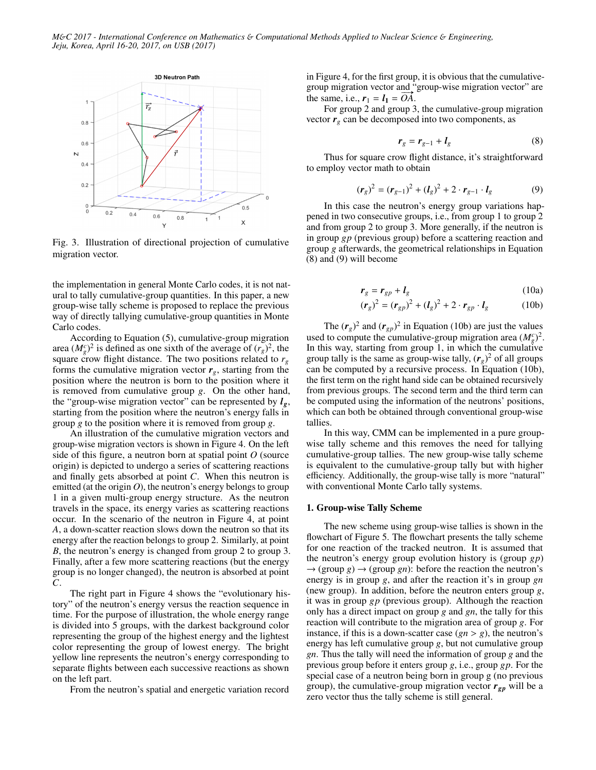Fig. 3. Illustration of directional projection of cumulative migration vector.

the implementation in general Monte Carlo codes, it is not natural to tally cumulative-group quantities. In this paper, a new group-wise tally scheme is proposed to replace the previous way of directly tallying cumulative-group quantities in Monte Carlo codes.

According to Equation (5), cumulative-group migration area $(M_g^c)^2$ is defined as one sixth of the average of $(r_g)^2$, the square crow flight distance. The two positions related to $r_g$ forms the cumulative migration vector $\boldsymbol{r}_g$, starting from the position where the neutron is born to the position where it is removed from cumulative group $g$. On the other hand, the "group-wise migration vector" can be represented by $\boldsymbol{l}_g$, starting from the position where the neutron's energy falls in group $g$ to the position where it is removed from group $g$.

An illustration of the cumulative migration vectors and group-wise migration vectors is shown in Figure 4. On the left side of this figure, a neutron born at spatial point $O$ (source origin) is depicted to undergo a series of scattering reactions and finally gets absorbed at point $C$. When this neutron is emitted (at the origin $O$), the neutron's energy belongs to group 1 in a given multi-group energy structure. As the neutron travels in the space, its energy varies as scattering reactions occur. In the scenario of the neutron in Figure 4, at point $A$, a down-scatter reaction slows down the neutron so that its energy after the reaction belongs to group 2. Similarly, at point $B$, the neutron's energy is changed from group 2 to group 3. Finally, after a few more scattering reactions (but the energy group is no longer changed), the neutron is absorbed at point $C$.

The right part in Figure 4 shows the "evolutionary history" of the neutron's energy versus the reaction sequence in time. For the purpose of illustration, the whole energy range is divided into 5 groups, with the darkest background color representing the group of the highest energy and the lightest color representing the group of lowest energy. The bright yellow line represents the neutron's energy corresponding to separate flights between each successive reactions as shown on the left part.

From the neutron's spatial and energetic variation record in Figure 4, for the first group, it is obvious that the cumulative-group migration vector and "group-wise migration vector" are the same, i.e., $\boldsymbol{r}_1 = \boldsymbol{l}_1 = \overrightarrow{OA}$.

For group 2 and group 3, the cumulative-group migration vector $\boldsymbol{r}_g$ can be decomposed into two components, as

$$\boldsymbol{r}_g = \boldsymbol{r}_{g-1} + \boldsymbol{l}_g \tag{8}$$

Thus for square crow flight distance, it's straightforward to employ vector math to obtain

$$(\boldsymbol{r}_g)^2 = (\boldsymbol{r}_{g-1})^2 + (\boldsymbol{l}_g)^2 + 2 \cdot \boldsymbol{r}_{g-1} \cdot \boldsymbol{l}_g \tag{9}$$

In this case the neutron's energy group variations happened in two consecutive groups, i.e., from group 1 to group 2 and from group 2 to group 3. More generally, if the neutron is in group $gp$ (previous group) before a scattering reaction and group $g$ afterwards, the geometrical relationships in Equation (8) and (9) will become

$$\boldsymbol{r}_g = \boldsymbol{r}_{gp} + \boldsymbol{l}_g \tag{10a}$$

$$(\boldsymbol{r}_g)^2 = (\boldsymbol{r}_{gp})^2 + (\boldsymbol{l}_g)^2 + 2 \cdot \boldsymbol{r}_{gp} \cdot \boldsymbol{l}_g \tag{10b}$$

The $(\boldsymbol{r}_g)^2$ and $(\boldsymbol{r}_{gp})^2$ in Equation (10b) are just the values used to compute the cumulative-group migration area $(M_g^c)^2$. In this way, starting from group 1, in which the cumulative group tally is the same as group-wise tally, $(\boldsymbol{r}_g)^2$ of all groups can be computed by a recursive process. In Equation (10b), the first term on the right hand side can be obtained recursively from previous groups. The second term and the third term can be computed using the information of the neutrons' positions, which can both be obtained through conventional group-wise tallies.

In this way, CMM can be implemented in a pure group-wise tally scheme and this removes the need for tallying cumulative-group tallies. The new group-wise tally scheme is equivalent to the cumulative-group tally but with higher efficiency. Additionally, the group-wise tally is more "natural" with conventional Monte Carlo tally systems.

### 1. Group-wise Tally Scheme

The new scheme using group-wise tallies is shown in the flowchart of Figure 5. The flowchart presents the tally scheme for one reaction of the tracked neutron. It is assumed that the neutron's energy group evolution history is (group $gp$) → (group $g$) → (group $gn$): before the reaction the neutron's energy is in group $g$, and after the reaction it's in group $gn$ (new group). In addition, before the neutron enters group $g$, it was in group $gp$ (previous group). Although the reaction only has a direct impact on group $g$ and $gn$, the tally for this reaction will contribute to the migration area of group $g$. For instance, if this is a down-scatter case ($gn > g$), the neutron's energy has left cumulative group $g$, but not cumulative group $gn$. Thus the tally will need the information of group $g$ and the previous group before it enters group $g$, i.e., group $gp$. For the special case of a neutron being born in group g (no previous group), the cumulative-group migration vector $\boldsymbol{r}_{gp}$ will be a zero vector thus the tally scheme is still general.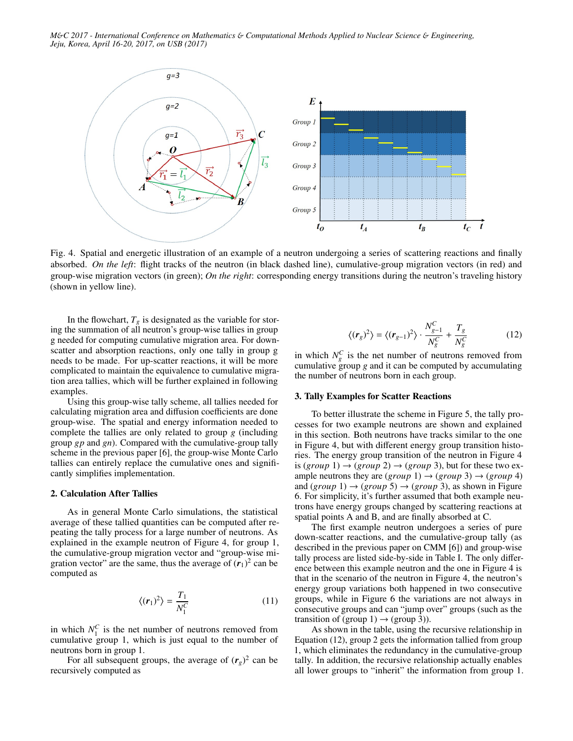Fig. 4. Spatial and energetic illustration of an example of a neutron undergoing a series of scattering reactions and finally absorbed. *On the left*: flight tracks of the neutron (in black dashed line), cumulative-group migration vectors (in red) and group-wise migration vectors (in green); *On the right*: corresponding energy transitions during the neutron's traveling history (shown in yellow line).

In the flowchart, $T_g$ is designated as the variable for storing the summation of all neutron's group-wise tallies in group g needed for computing cumulative migration area. For down-scatter and absorption reactions, only one tally in group g needs to be made. For up-scatter reactions, it will be more complicated to maintain the equivalence to cumulative migration area tallies, which will be further explained in following examples.

Using this group-wise tally scheme, all tallies needed for calculating migration area and diffusion coefficients are done group-wise. The spatial and energy information needed to complete the tallies are only related to group $g$ (including group $gp$ and $gn$). Compared with the cumulative-group tally scheme in the previous paper [6], the group-wise Monte Carlo tallies can entirely replace the cumulative ones and significantly simplifies implementation.

## 2. Calculation After Tallies

As in general Monte Carlo simulations, the statistical average of these tallied quantities can be computed after repeating the tally process for a large number of neutrons. As explained in the example neutron of Figure 4, for group 1, the cumulative-group migration vector and "group-wise migration vector" are the same, thus the average of $(\boldsymbol{r}_1)^2$ can be computed as

$$\langle(\boldsymbol{r}_1)^2\rangle = \frac{T_1}{N_1^C} \tag{11}$$

in which $N_1^C$ is the net number of neutrons removed from cumulative group 1, which is just equal to the number of neutrons born in group 1.

For all subsequent groups, the average of $(\boldsymbol{r}_g)^2$ can be recursively computed as

$$\langle(\boldsymbol{r}_g)^2\rangle = \langle(\boldsymbol{r}_{g-1})^2\rangle \cdot \frac{N_{g-1}^C}{N_g^C} + \frac{T_g}{N_g^C} \tag{12}$$

in which $N_g^C$ is the net number of neutrons removed from cumulative group $g$ and it can be computed by accumulating the number of neutrons born in each group.

## 3. Tally Examples for Scatter Reactions

To better illustrate the scheme in Figure 5, the tally processes for two example neutrons are shown and explained in this section. Both neutrons have tracks similar to the one in Figure 4, but with different energy group transition histories. The energy group transition of the neutron in Figure 4 is (*group* 1) → (*group* 2) → (*group* 3), but for these two example neutrons they are (*group* 1) → (*group* 3) → (*group* 4) and (*group* 1) → (*group* 5) → (*group* 3), as shown in Figure 6. For simplicity, it's further assumed that both example neutrons have energy groups changed by scattering reactions at spatial points A and B, and are finally absorbed at C.

The first example neutron undergoes a series of pure down-scatter reactions, and the cumulative-group tally (as described in the previous paper on CMM [6]) and group-wise tally process are listed side-by-side in Table I. The only difference between this example neutron and the one in Figure 4 is that in the scenario of the neutron in Figure 4, the neutron's energy group variations both happened in two consecutive groups, while in Figure 6 the variations are not always in consecutive groups and can "jump over" groups (such as the transition of (group 1) → (group 3)).

As shown in the table, using the recursive relationship in Equation (12), group 2 gets the information tallied from group 1, which eliminates the redundancy in the cumulative-group tally. In addition, the recursive relationship actually enables all lower groups to "inherit" the information from group 1.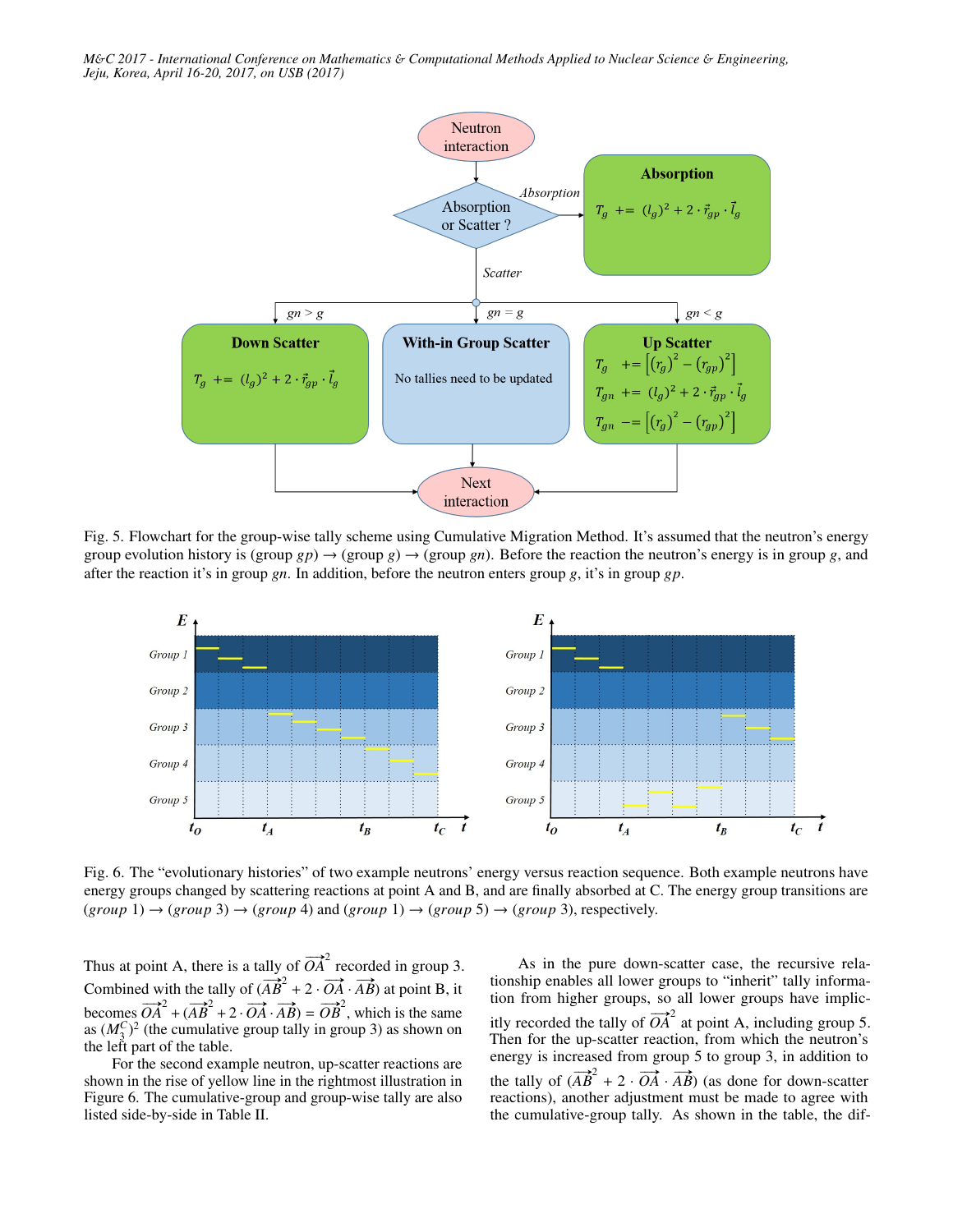Fig. 5. Flowchart for the group-wise tally scheme using Cumulative Migration Method. It's assumed that the neutron's energy group evolution history is (group $gp$) → (group $g$) → (group $gn$). Before the reaction the neutron's energy is in group $g$, and after the reaction it's in group $gn$. In addition, before the neutron enters group $g$, it's in group $gp$.

Fig. 6. The "evolutionary histories" of two example neutrons' energy versus reaction sequence. Both example neutrons have energy groups changed by scattering reactions at point A and B, and are finally absorbed at C. The energy group transitions are $(group\ 1) \rightarrow (group\ 3) \rightarrow (group\ 4)$ and $(group\ 1) \rightarrow (group\ 5) \rightarrow (group\ 3)$, respectively.

Thus at point A, there is a tally of $\overrightarrow{OA}^2$ recorded in group 3. Combined with the tally of $(\overrightarrow{AB}^2 + 2 \cdot \overrightarrow{OA} \cdot \overrightarrow{AB})$ at point B, it becomes $\overrightarrow{OA}^2 + (\overrightarrow{AB}^2 + 2 \cdot \overrightarrow{OA} \cdot \overrightarrow{AB}) = \overrightarrow{OB}^2$, which is the same as $(M_3^C)^2$ (the cumulative group tally in group 3) as shown on the left part of the table.

For the second example neutron, up-scatter reactions are shown in the rise of yellow line in the rightmost illustration in Figure 6. The cumulative-group and group-wise tally are also listed side-by-side in Table II.

As in the pure down-scatter case, the recursive relationship enables all lower groups to "inherit" tally information from higher groups, so all lower groups have implicitly recorded the tally of $\overrightarrow{OA}^2$ at point A, including group 5. Then for the up-scatter reaction, from which the neutron's energy is increased from group 5 to group 3, in addition to the tally of $(\overrightarrow{AB}^2 + 2 \cdot \overrightarrow{OA} \cdot \overrightarrow{AB})$ (as done for down-scatter reactions), another adjustment must be made to agree with the cumulative-group tally. As shown in the table, the dif-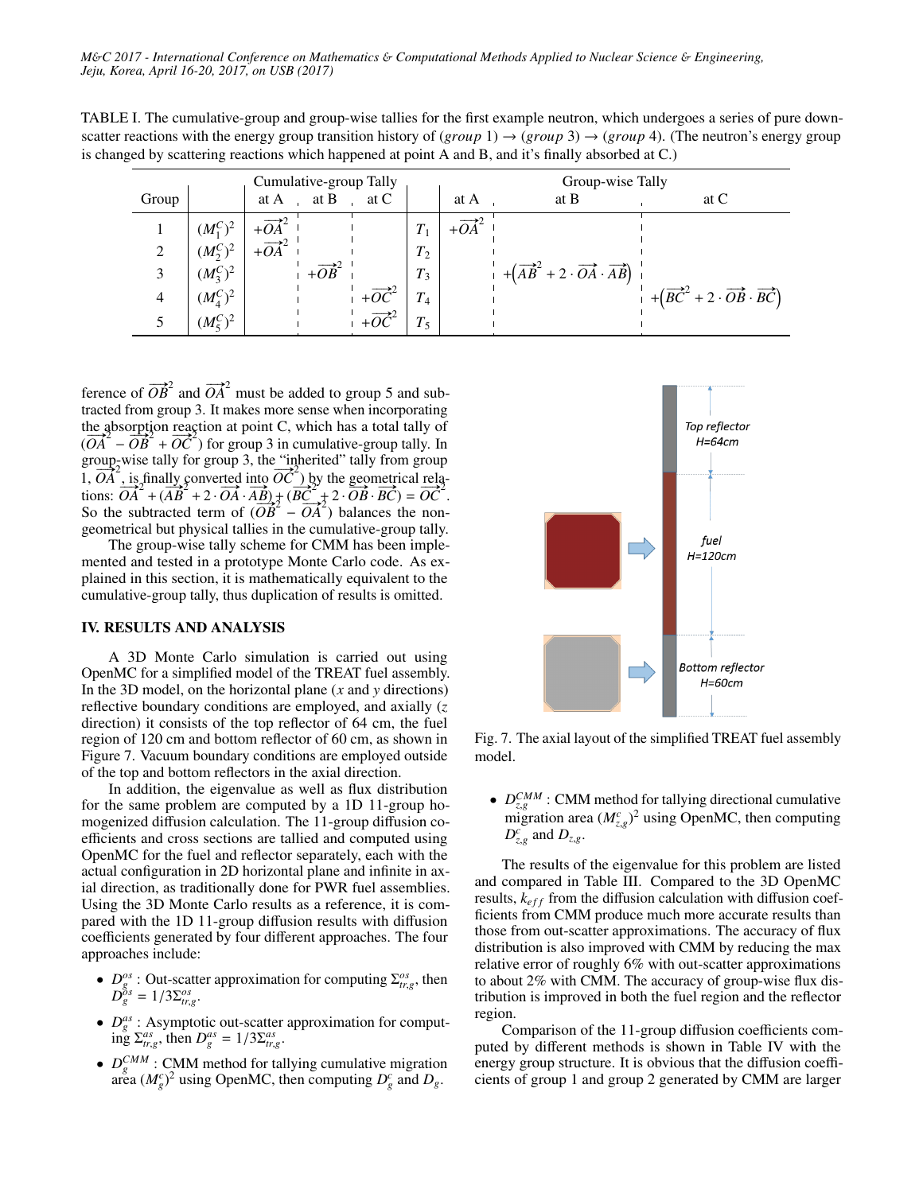TABLE I. The cumulative-group and group-wise tallies for the first example neutron, which undergoes a series of pure down-scatter reactions with the energy group transition history of (*group* 1) → (*group* 3) → (*group* 4). (The neutron's energy group is changed by scattering reactions which happened at point A and B, and it's finally absorbed at C.)

| Group | Cumulative-group Tally | at A | at B | at C | Group-wise Tally | at A | at B | at C |
|---|---|---|---|---|---|---|---|---|
| 1 | $(M_1^C)^2$ | $+\overrightarrow{OA}^2$ | | | $T_1$ | $+\overrightarrow{OA}^2$ | | |
| 2 | $(M_2^C)^2$ | $+\overrightarrow{OA}^2$ | | | $T_2$ | | | |
| 3 | $(M_3^C)^2$ | | $+\overrightarrow{OB}^2$ | | $T_3$ | | $+\left(\overrightarrow{AB}^2 + 2\cdot\overrightarrow{OA}\cdot\overrightarrow{AB}\right)$ | |
| 4 | $(M_4^C)^2$ | | | $+\overrightarrow{OC}^2$ | $T_4$ | | | $+\left(\overrightarrow{BC}^2 + 2\cdot\overrightarrow{OB}\cdot\overrightarrow{BC}\right)$ |
| 5 | $(M_5^C)^2$ | | | $+\overrightarrow{OC}^2$ | $T_5$ | | | |

ference of $\overrightarrow{OB}^2$ and $\overrightarrow{OA}^2$ must be added to group 5 and subtracted from group 3. It makes more sense when incorporating the absorption reaction at point C, which has a total tally of $(\overrightarrow{OA}^2 - \overrightarrow{OB}^2 + \overrightarrow{OC}^2)$ for group 3 in cumulative-group tally. In group-wise tally for group 3, the "inherited" tally from group 1, $\overrightarrow{OA}^2$, is finally converted into $\overrightarrow{OC}^2$) by the geometrical relations: $\overrightarrow{OA}^2 + (\overrightarrow{AB}^2 + 2\cdot\overrightarrow{OA}\cdot\overrightarrow{AB}) + (\overrightarrow{BC}^2 + 2\cdot\overrightarrow{OB}\cdot\overrightarrow{BC}) = \overrightarrow{OC}^2$. So the subtracted term of $(\overrightarrow{OB}^2 - \overrightarrow{OA}^2)$ balances the non-geometrical but physical tallies in the cumulative-group tally.

The group-wise tally scheme for CMM has been implemented and tested in a prototype Monte Carlo code. As explained in this section, it is mathematically equivalent to the cumulative-group tally, thus duplication of results is omitted.

## IV. RESULTS AND ANALYSIS

A 3D Monte Carlo simulation is carried out using OpenMC for a simplified model of the TREAT fuel assembly. In the 3D model, on the horizontal plane ($x$ and $y$ directions) reflective boundary conditions are employed, and axially ($z$ direction) it consists of the top reflector of 64 cm, the fuel region of 120 cm and bottom reflector of 60 cm, as shown in Figure 7. Vacuum boundary conditions are employed outside of the top and bottom reflectors in the axial direction.

In addition, the eigenvalue as well as flux distribution for the same problem are computed by a 1D 11-group homogenized diffusion calculation. The 11-group diffusion coefficients and cross sections are tallied and computed using OpenMC for the fuel and reflector separately, each with the actual configuration in 2D horizontal plane and infinite in axial direction, as traditionally done for PWR fuel assemblies. Using the 3D Monte Carlo results as a reference, it is compared with the 1D 11-group diffusion results with diffusion coefficients generated by four different approaches. The four approaches include:

- $D_g^{os}$ : Out-scatter approximation for computing $\Sigma_{tr,g}^{os}$, then $D_g^{os} = 1/3\Sigma_{tr,g}^{os}$.
- $D_g^{as}$ : Asymptotic out-scatter approximation for computing $\Sigma_{tr,g}^{as}$, then $D_g^{as} = 1/3\Sigma_{tr,g}^{as}$.
- $D_g^{CMM}$ : CMM method for tallying cumulative migration area $(M_g^c)^2$ using OpenMC, then computing $D_g^c$ and $D_g$.

Top reflector H=64cm

fuel H=120cm

Bottom reflector H=60cm

Fig. 7. The axial layout of the simplified TREAT fuel assembly model.

- $D_{z,g}^{CMM}$ : CMM method for tallying directional cumulative migration area $(M_{z,g}^c)^2$ using OpenMC, then computing $D_{z,g}^c$ and $D_{z,g}$.

The results of the eigenvalue for this problem are listed and compared in Table III. Compared to the 3D OpenMC results, $k_{eff}$ from the diffusion calculation with diffusion coefficients from CMM produce much more accurate results than those from out-scatter approximations. The accuracy of flux distribution is also improved with CMM by reducing the max relative error of roughly 6% with out-scatter approximations to about 2% with CMM. The accuracy of group-wise flux distribution is improved in both the fuel region and the reflector region.

Comparison of the 11-group diffusion coefficients computed by different methods is shown in Table IV with the energy group structure. It is obvious that the diffusion coefficients of group 1 and group 2 generated by CMM are larger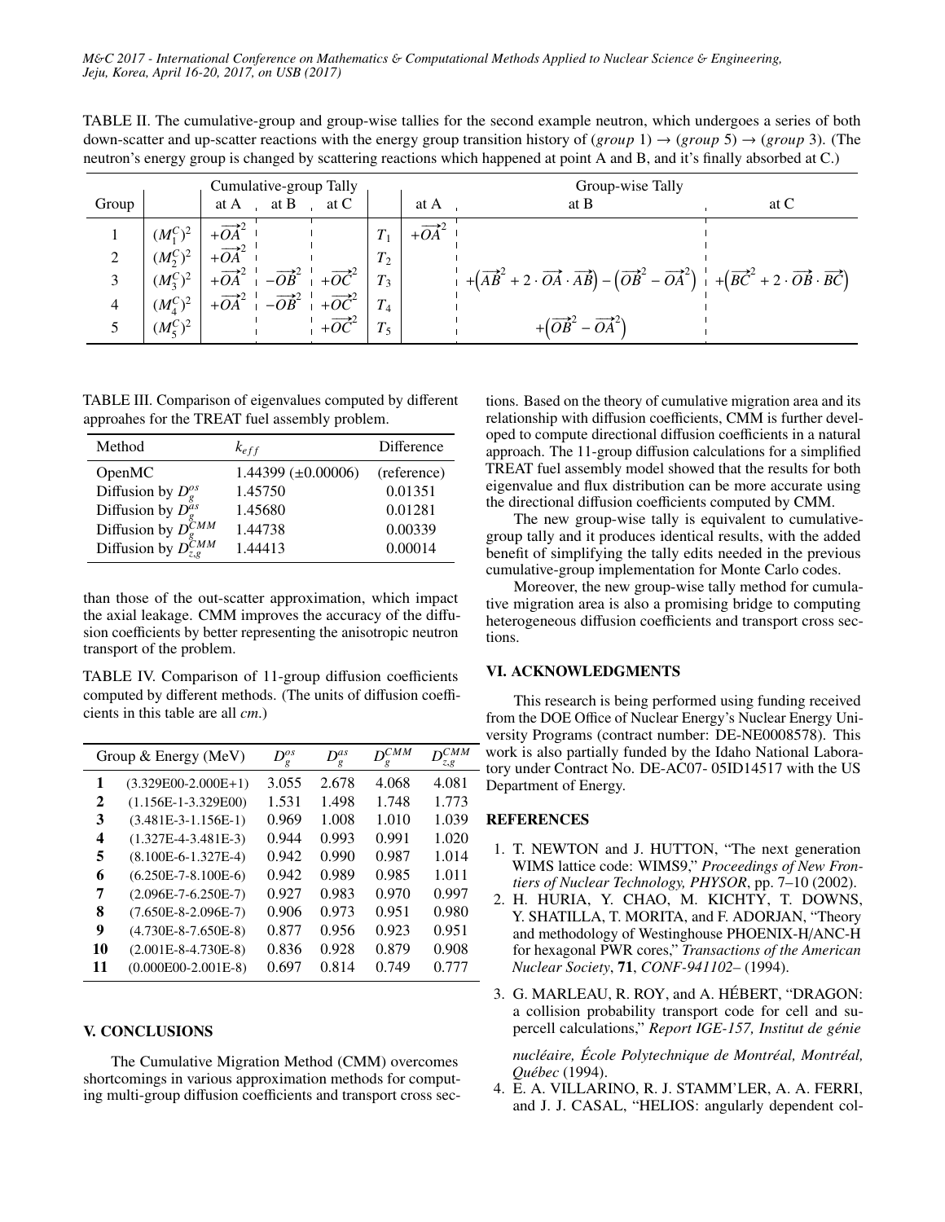TABLE II. The cumulative-group and group-wise tallies for the second example neutron, which undergoes a series of both down-scatter and up-scatter reactions with the energy group transition history of ($group$ 1) → ($group$ 5) → ($group$ 3). (The neutron's energy group is changed by scattering reactions which happened at point A and B, and it's finally absorbed at C.)

| Group | | Cumulative-group Tally | | | | Group-wise Tally | | |
|---|---|---|---|---|---|---|---|---|
| | | at A | at B | at C | | at A | at B | at C |
| 1 | $(M_1^C)^2$ | $+\overrightarrow{OA}^2$ | | | $T_1$ | $+\overrightarrow{OA}^2$ | | |
| 2 | $(M_2^C)^2$ | $+\overrightarrow{OA}^2$ | | | $T_2$ | | | |
| 3 | $(M_3^C)^2$ | $+\overrightarrow{OA}^2$ | $-\overrightarrow{OB}^2$ | $+\overrightarrow{OC}^2$ | $T_3$ | | $+\left(\overrightarrow{AB}^2 + 2 \cdot \overrightarrow{OA} \cdot \overrightarrow{AB}\right) - \left(\overrightarrow{OB}^2 - \overrightarrow{OA}^2\right)$ | $+\left(\overrightarrow{BC}^2 + 2 \cdot \overrightarrow{OB} \cdot \overrightarrow{BC}\right)$ |
| 4 | $(M_4^C)^2$ | $+\overrightarrow{OA}^2$ | $-\overrightarrow{OB}^2$ | $+\overrightarrow{OC}^2$ | $T_4$ | | | |
| 5 | $(M_5^C)^2$ | | | $+\overrightarrow{OC}^2$ | $T_5$ | | $+\left(\overrightarrow{OB}^2 - \overrightarrow{OA}^2\right)$ | |

TABLE III. Comparison of eigenvalues computed by different approahes for the TREAT fuel assembly problem.

| Method | $k_{eff}$ | Difference |
|---|---|---|
| OpenMC | 1.44399 (±0.00006) | (reference) |
| Diffusion by $D_g^{os}$ | 1.45750 | 0.01351 |
| Diffusion by $D_g^{as}$ | 1.45680 | 0.01281 |
| Diffusion by $D_g^{CMM}$ | 1.44738 | 0.00339 |
| Diffusion by $D_{z,g}^{CMM}$ | 1.44413 | 0.00014 |

than those of the out-scatter approximation, which impact the axial leakage. CMM improves the accuracy of the diffusion coefficients by better representing the anisotropic neutron transport of the problem.

TABLE IV. Comparison of 11-group diffusion coefficients computed by different methods. (The units of diffusion coefficients in this table are all $cm$.)

| Group & Energy (MeV) | | $D_g^{os}$ | $D_g^{as}$ | $D_g^{CMM}$ | $D_{z,g}^{CMM}$ |
|---|---|---|---|---|---|
| **1** | (3.329E00-2.000E+1) | 3.055 | 2.678 | 4.068 | 4.081 |
| **2** | (1.156E-1-3.329E00) | 1.531 | 1.498 | 1.748 | 1.773 |
| **3** | (3.481E-3-1.156E-1) | 0.969 | 1.008 | 1.010 | 1.039 |
| **4** | (1.327E-4-3.481E-3) | 0.944 | 0.993 | 0.991 | 1.020 |
| **5** | (8.100E-6-1.327E-4) | 0.942 | 0.990 | 0.987 | 1.014 |
| **6** | (6.250E-7-8.100E-6) | 0.942 | 0.989 | 0.985 | 1.011 |
| **7** | (2.096E-7-6.250E-7) | 0.927 | 0.983 | 0.970 | 0.997 |
| **8** | (7.650E-8-2.096E-7) | 0.906 | 0.973 | 0.951 | 0.980 |
| **9** | (4.730E-8-7.650E-8) | 0.877 | 0.956 | 0.923 | 0.951 |
| **10** | (2.001E-8-4.730E-8) | 0.836 | 0.928 | 0.879 | 0.908 |
| **11** | (0.000E00-2.001E-8) | 0.697 | 0.814 | 0.749 | 0.777 |

## V. CONCLUSIONS

The Cumulative Migration Method (CMM) overcomes shortcomings in various approximation methods for computing multi-group diffusion coefficients and transport cross sections. Based on the theory of cumulative migration area and its relationship with diffusion coefficients, CMM is further developed to compute directional diffusion coefficients in a natural approach. The 11-group diffusion calculations for a simplified TREAT fuel assembly model showed that the results for both eigenvalue and flux distribution can be more accurate using the directional diffusion coefficients computed by CMM.

The new group-wise tally is equivalent to cumulative-group tally and it produces identical results, with the added benefit of simplifying the tally edits needed in the previous cumulative-group implementation for Monte Carlo codes.

Moreover, the new group-wise tally method for cumulative migration area is also a promising bridge to computing heterogeneous diffusion coefficients and transport cross sections.

## VI. ACKNOWLEDGMENTS

This research is being performed using funding received from the DOE Office of Nuclear Energy's Nuclear Energy University Programs (contract number: DE-NE0008578). This work is also partially funded by the Idaho National Laboratory under Contract No. DE-AC07- 05ID14517 with the US Department of Energy.

## REFERENCES

1. T. NEWTON and J. HUTTON, "The next generation WIMS lattice code: WIMS9," *Proceedings of New Frontiers of Nuclear Technology, PHYSOR*, pp. 7–10 (2002).
2. H. HURIA, Y. CHAO, M. KICHTY, T. DOWNS, Y. SHATILLA, T. MORITA, and F. ADORJAN, "Theory and methodology of Westinghouse PHOENIX-H/ANC-H for hexagonal PWR cores," *Transactions of the American Nuclear Society*, **71**, *CONF-941102–* (1994).
3. G. MARLEAU, R. ROY, and A. HÉBERT, "DRAGON: a collision probability transport code for cell and supercell calculations," *Report IGE-157, Institut de génie nucléaire, École Polytechnique de Montréal, Montréal, Québec* (1994).
4. E. A. VILLARINO, R. J. STAMM'LER, A. A. FERRI, and J. J. CASAL, "HELIOS: angularly dependent col-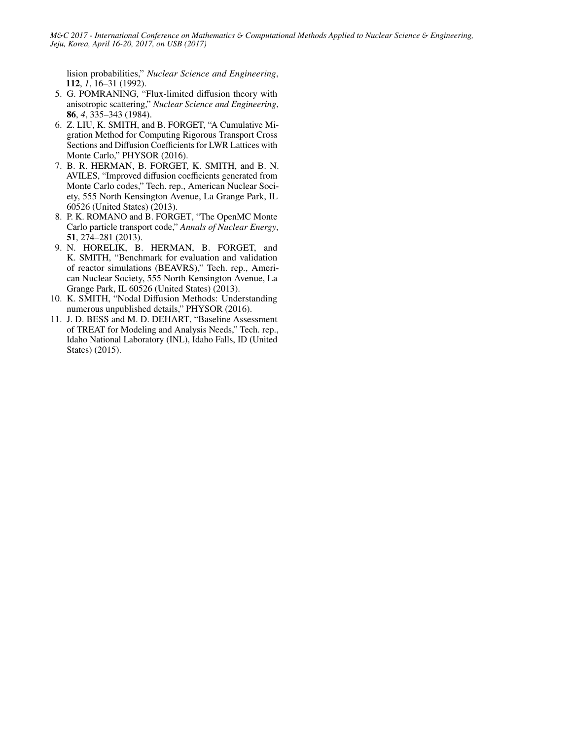lision probabilities," *Nuclear Science and Engineering*, **112**, *1*, 16–31 (1992).

5. G. POMRANING, "Flux-limited diffusion theory with anisotropic scattering," *Nuclear Science and Engineering*, **86**, *4*, 335–343 (1984).
6. Z. LIU, K. SMITH, and B. FORGET, "A Cumulative Migration Method for Computing Rigorous Transport Cross Sections and Diffusion Coefficients for LWR Lattices with Monte Carlo," PHYSOR (2016).
7. B. R. HERMAN, B. FORGET, K. SMITH, and B. N. AVILES, "Improved diffusion coefficients generated from Monte Carlo codes," Tech. rep., American Nuclear Society, 555 North Kensington Avenue, La Grange Park, IL 60526 (United States) (2013).
8. P. K. ROMANO and B. FORGET, "The OpenMC Monte Carlo particle transport code," *Annals of Nuclear Energy*, **51**, 274–281 (2013).
9. N. HORELIK, B. HERMAN, B. FORGET, and K. SMITH, "Benchmark for evaluation and validation of reactor simulations (BEAVRS)," Tech. rep., American Nuclear Society, 555 North Kensington Avenue, La Grange Park, IL 60526 (United States) (2013).
10. K. SMITH, "Nodal Diffusion Methods: Understanding numerous unpublished details," PHYSOR (2016).
11. J. D. BESS and M. D. DEHART, "Baseline Assessment of TREAT for Modeling and Analysis Needs," Tech. rep., Idaho National Laboratory (INL), Idaho Falls, ID (United States) (2015).